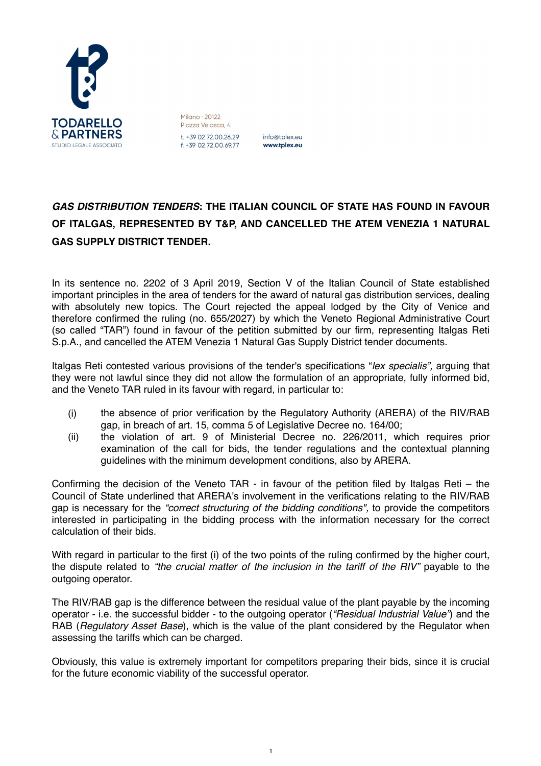# *GAS DISTRIBUTION TENDERS*: THE ITALIAN COUNCIL OF STATE HAS FOUND IN FAVOUR OF ITALGAS, REPRESENTED BY T&P, AND CANCELLED THE ATEM VENEZIA 1 NATURAL GAS SUPPLY DISTRICT TENDER.

In its sentence no. 2202 of 3 April 2019, Section V of the Italian Council of State established important principles in the area of tenders for the award of natural gas distribution services, dealing with absolutely new topics. The Court rejected the appeal lodged by the City of Venice and therefore confirmed the ruling (no. 655/2027) by which the Veneto Regional Administrative Court (so called "TAR") found in favour of the petition submitted by our firm, representing Italgas Reti S.p.A., and cancelled the ATEM Venezia 1 Natural Gas Supply District tender documents.

Italgas Reti contested various provisions of the tender's specifications "*lex specialis",* arguing that they were not lawful since they did not allow the formulation of an appropriate, fully informed bid, and the Veneto TAR ruled in its favour with regard, in particular to:

(i) the absence of prior verification by the Regulatory Authority (ARERA) of the RIV/RAB gap, in breach of art. 15, comma 5 of Legislative Decree no. 164/00;

(ii) the violation of art. 9 of Ministerial Decree no. 226/2011, which requires prior examination of the call for bids, the tender regulations and the contextual planning guidelines with the minimum development conditions, also by ARERA.

Confirming the decision of the Veneto TAR - in favour of the petition filed by Italgas Reti – the Council of State underlined that ARERA's involvement in the verifications relating to the RIV/RAB gap is necessary for the *"correct structuring of the bidding conditions",* to provide the competitors interested in participating in the bidding process with the information necessary for the correct calculation of their bids.

With regard in particular to the first (i) of the two points of the ruling confirmed by the higher court, the dispute related to *"the crucial matter of the inclusion in the tariff of the RIV"* payable to the outgoing operator.

The RIV/RAB gap is the difference between the residual value of the plant payable by the incoming operator - i.e. the successful bidder - to the outgoing operator (*"Residual Industrial Value"*) and the RAB (*Regulatory Asset Base*), which is the value of the plant considered by the Regulator when assessing the tariffs which can be charged.

Obviously, this value is extremely important for competitors preparing their bids, since it is crucial for the future economic viability of the successful operator.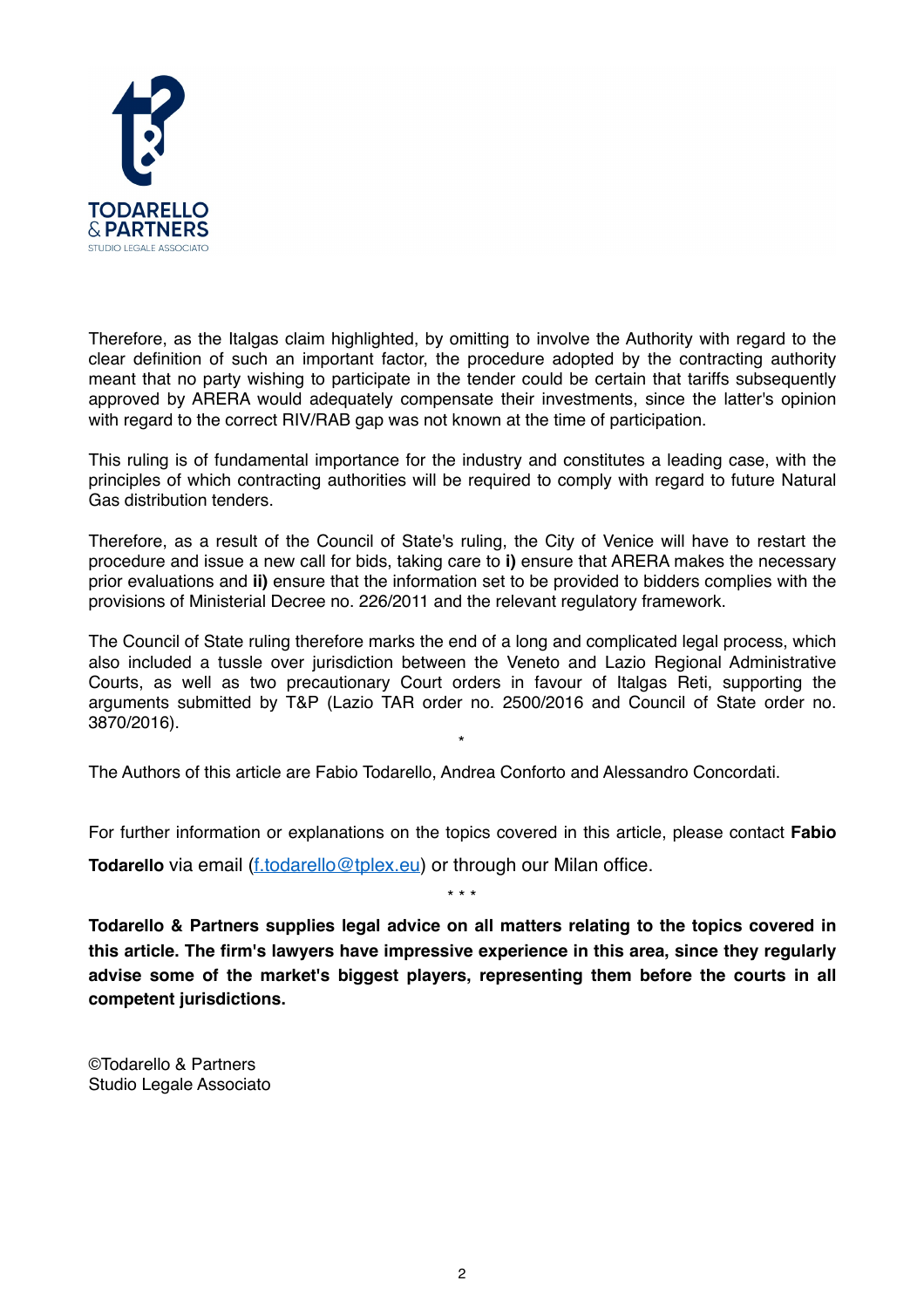Therefore, as the Italgas claim highlighted, by omitting to involve the Authority with regard to the clear definition of such an important factor, the procedure adopted by the contracting authority meant that no party wishing to participate in the tender could be certain that tariffs subsequently approved by ARERA would adequately compensate their investments, since the latter's opinion with regard to the correct RIV/RAB gap was not known at the time of participation.

This ruling is of fundamental importance for the industry and constitutes a leading case, with the principles of which contracting authorities will be required to comply with regard to future Natural Gas distribution tenders.

Therefore, as a result of the Council of State's ruling, the City of Venice will have to restart the procedure and issue a new call for bids, taking care to **i)** ensure that ARERA makes the necessary prior evaluations and **ii)** ensure that the information set to be provided to bidders complies with the provisions of Ministerial Decree no. 226/2011 and the relevant regulatory framework.

The Council of State ruling therefore marks the end of a long and complicated legal process, which also included a tussle over jurisdiction between the Veneto and Lazio Regional Administrative Courts, as well as two precautionary Court orders in favour of Italgas Reti, supporting the arguments submitted by T&P (Lazio TAR order no. 2500/2016 and Council of State order no. 3870/2016).

*

The Authors of this article are Fabio Todarello, Andrea Conforto and Alessandro Concordati.

For further information or explanations on the topics covered in this article, please contact **Fabio Todarello** via email (f.todarello@tplex.eu) or through our Milan office.

* * *

**Todarello & Partners supplies legal advice on all matters relating to the topics covered in this article. The firm's lawyers have impressive experience in this area, since they regularly advise some of the market's biggest players, representing them before the courts in all competent jurisdictions.**

©Todarello & Partners
Studio Legale Associato